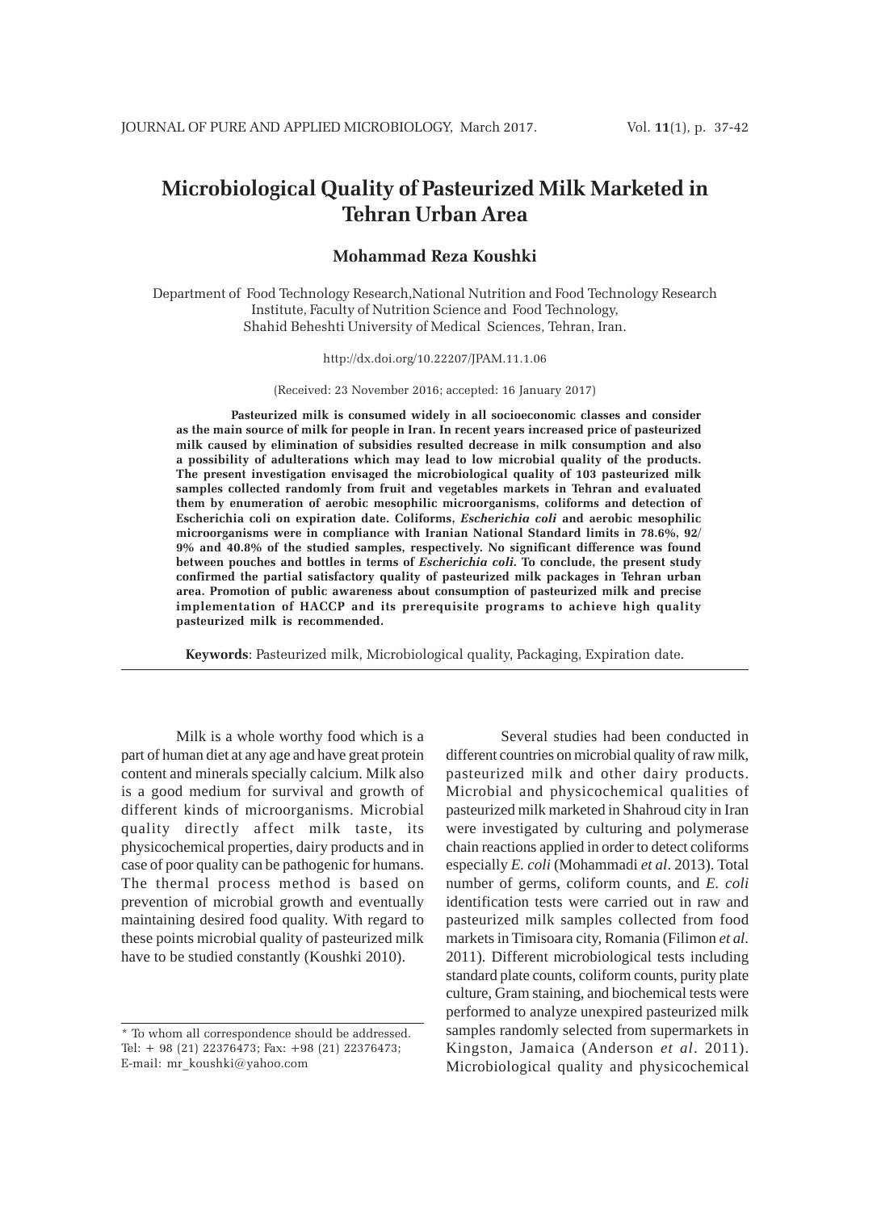# Microbiological Quality of Pasteurized Milk Marketed in Tehran Urban Area

**Mohammad Reza Koushki**

Department of Food Technology Research,National Nutrition and Food Technology Research Institute, Faculty of Nutrition Science and Food Technology, Shahid Beheshti University of Medical Sciences, Tehran, Iran.

http://dx.doi.org/10.22207/JPAM.11.1.06

(Received: 23 November 2016; accepted: 16 January 2017)

**Pasteurized milk is consumed widely in all socioeconomic classes and consider as the main source of milk for people in Iran. In recent years increased price of pasteurized milk caused by elimination of subsidies resulted decrease in milk consumption and also a possibility of adulterations which may lead to low microbial quality of the products. The present investigation envisaged the microbiological quality of 103 pasteurized milk samples collected randomly from fruit and vegetables markets in Tehran and evaluated them by enumeration of aerobic mesophilic microorganisms, coliforms and detection of Escherichia coli on expiration date. Coliforms, *Escherichia coli* and aerobic mesophilic microorganisms were in compliance with Iranian National Standard limits in 78.6%, 92/9% and 40.8% of the studied samples, respectively. No significant difference was found between pouches and bottles in terms of *Escherichia coli*. To conclude, the present study confirmed the partial satisfactory quality of pasteurized milk packages in Tehran urban area. Promotion of public awareness about consumption of pasteurized milk and precise implementation of HACCP and its prerequisite programs to achieve high quality pasteurized milk is recommended.**

**Keywords**: Pasteurized milk, Microbiological quality, Packaging, Expiration date.

---

Milk is a whole worthy food which is a part of human diet at any age and have great protein content and minerals specially calcium. Milk also is a good medium for survival and growth of different kinds of microorganisms. Microbial quality directly affect milk taste, its physicochemical properties, dairy products and in case of poor quality can be pathogenic for humans. The thermal process method is based on prevention of microbial growth and eventually maintaining desired food quality. With regard to these points microbial quality of pasteurized milk have to be studied constantly (Koushki 2010).

Several studies had been conducted in different countries on microbial quality of raw milk, pasteurized milk and other dairy products. Microbial and physicochemical qualities of pasteurized milk marketed in Shahroud city in Iran were investigated by culturing and polymerase chain reactions applied in order to detect coliforms especially *E. coli* (Mohammadi *et al*. 2013). Total number of germs, coliform counts, and *E. coli* identification tests were carried out in raw and pasteurized milk samples collected from food markets in Timisoara city, Romania (Filimon *et al*. 2011). Different microbiological tests including standard plate counts, coliform counts, purity plate culture, Gram staining, and biochemical tests were performed to analyze unexpired pasteurized milk samples randomly selected from supermarkets in Kingston, Jamaica (Anderson *et al*. 2011). Microbiological quality and physicochemical

---

* To whom all correspondence should be addressed.
Tel: + 98 (21) 22376473; Fax: +98 (21) 22376473;
E-mail: mr_koushki@yahoo.com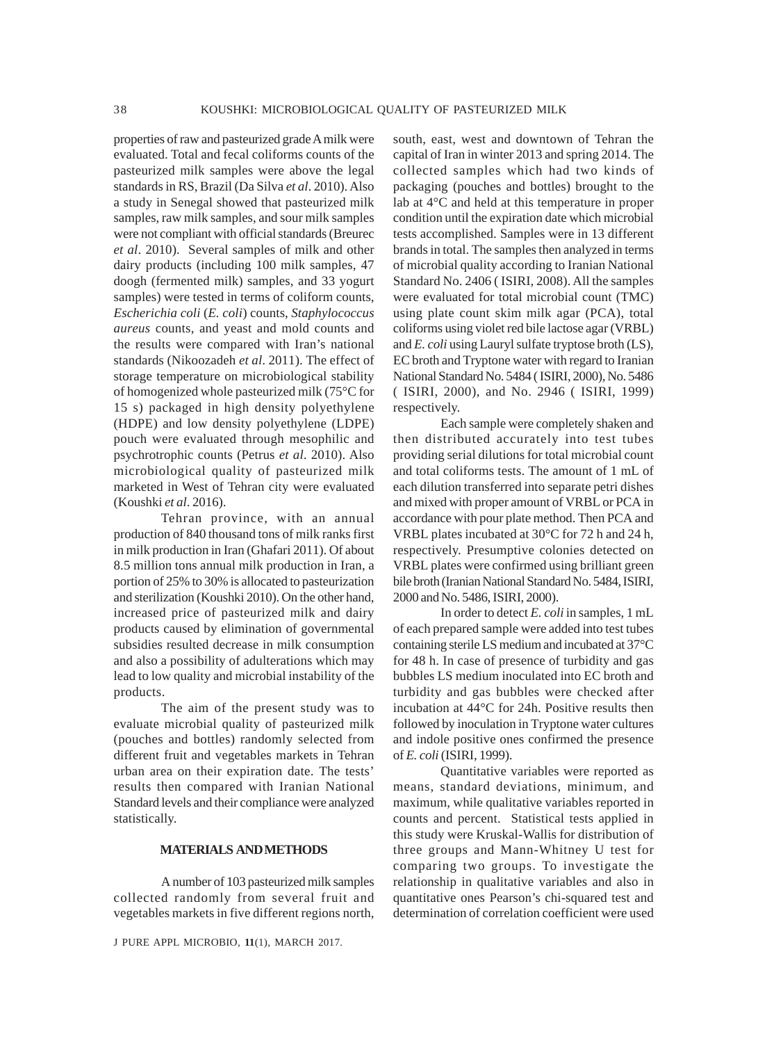properties of raw and pasteurized grade A milk were evaluated. Total and fecal coliforms counts of the pasteurized milk samples were above the legal standards in RS, Brazil (Da Silva *et al*. 2010). Also a study in Senegal showed that pasteurized milk samples, raw milk samples, and sour milk samples were not compliant with official standards (Breurec *et al*. 2010). Several samples of milk and other dairy products (including 100 milk samples, 47 doogh (fermented milk) samples, and 33 yogurt samples) were tested in terms of coliform counts, *Escherichia coli* (*E. coli*) counts, *Staphylococcus aureus* counts, and yeast and mold counts and the results were compared with Iran's national standards (Nikoozadeh *et al*. 2011). The effect of storage temperature on microbiological stability of homogenized whole pasteurized milk (75°C for 15 s) packaged in high density polyethylene (HDPE) and low density polyethylene (LDPE) pouch were evaluated through mesophilic and psychrotrophic counts (Petrus *et al*. 2010). Also microbiological quality of pasteurized milk marketed in West of Tehran city were evaluated (Koushki *et al*. 2016).

Tehran province, with an annual production of 840 thousand tons of milk ranks first in milk production in Iran (Ghafari 2011). Of about 8.5 million tons annual milk production in Iran, a portion of 25% to 30% is allocated to pasteurization and sterilization (Koushki 2010). On the other hand, increased price of pasteurized milk and dairy products caused by elimination of governmental subsidies resulted decrease in milk consumption and also a possibility of adulterations which may lead to low quality and microbial instability of the products.

The aim of the present study was to evaluate microbial quality of pasteurized milk (pouches and bottles) randomly selected from different fruit and vegetables markets in Tehran urban area on their expiration date. The tests' results then compared with Iranian National Standard levels and their compliance were analyzed statistically.

## MATERIALS AND METHODS

A number of 103 pasteurized milk samples collected randomly from several fruit and vegetables markets in five different regions north, south, east, west and downtown of Tehran the capital of Iran in winter 2013 and spring 2014. The collected samples which had two kinds of packaging (pouches and bottles) brought to the lab at 4°C and held at this temperature in proper condition until the expiration date which microbial tests accomplished. Samples were in 13 different brands in total. The samples then analyzed in terms of microbial quality according to Iranian National Standard No. 2406 ( ISIRI, 2008). All the samples were evaluated for total microbial count (TMC) using plate count skim milk agar (PCA), total coliforms using violet red bile lactose agar (VRBL) and *E. coli* using Lauryl sulfate tryptose broth (LS), EC broth and Tryptone water with regard to Iranian National Standard No. 5484 ( ISIRI, 2000), No. 5486 ( ISIRI, 2000), and No. 2946 ( ISIRI, 1999) respectively.

Each sample were completely shaken and then distributed accurately into test tubes providing serial dilutions for total microbial count and total coliforms tests. The amount of 1 mL of each dilution transferred into separate petri dishes and mixed with proper amount of VRBL or PCA in accordance with pour plate method. Then PCA and VRBL plates incubated at 30°C for 72 h and 24 h, respectively. Presumptive colonies detected on VRBL plates were confirmed using brilliant green bile broth (Iranian National Standard No. 5484, ISIRI, 2000 and No. 5486, ISIRI, 2000).

In order to detect *E. coli* in samples, 1 mL of each prepared sample were added into test tubes containing sterile LS medium and incubated at 37°C for 48 h. In case of presence of turbidity and gas bubbles LS medium inoculated into EC broth and turbidity and gas bubbles were checked after incubation at 44°C for 24h. Positive results then followed by inoculation in Tryptone water cultures and indole positive ones confirmed the presence of *E. coli* (ISIRI, 1999).

Quantitative variables were reported as means, standard deviations, minimum, and maximum, while qualitative variables reported in counts and percent. Statistical tests applied in this study were Kruskal-Wallis for distribution of three groups and Mann-Whitney U test for comparing two groups. To investigate the relationship in qualitative variables and also in quantitative ones Pearson's chi-squared test and determination of correlation coefficient were used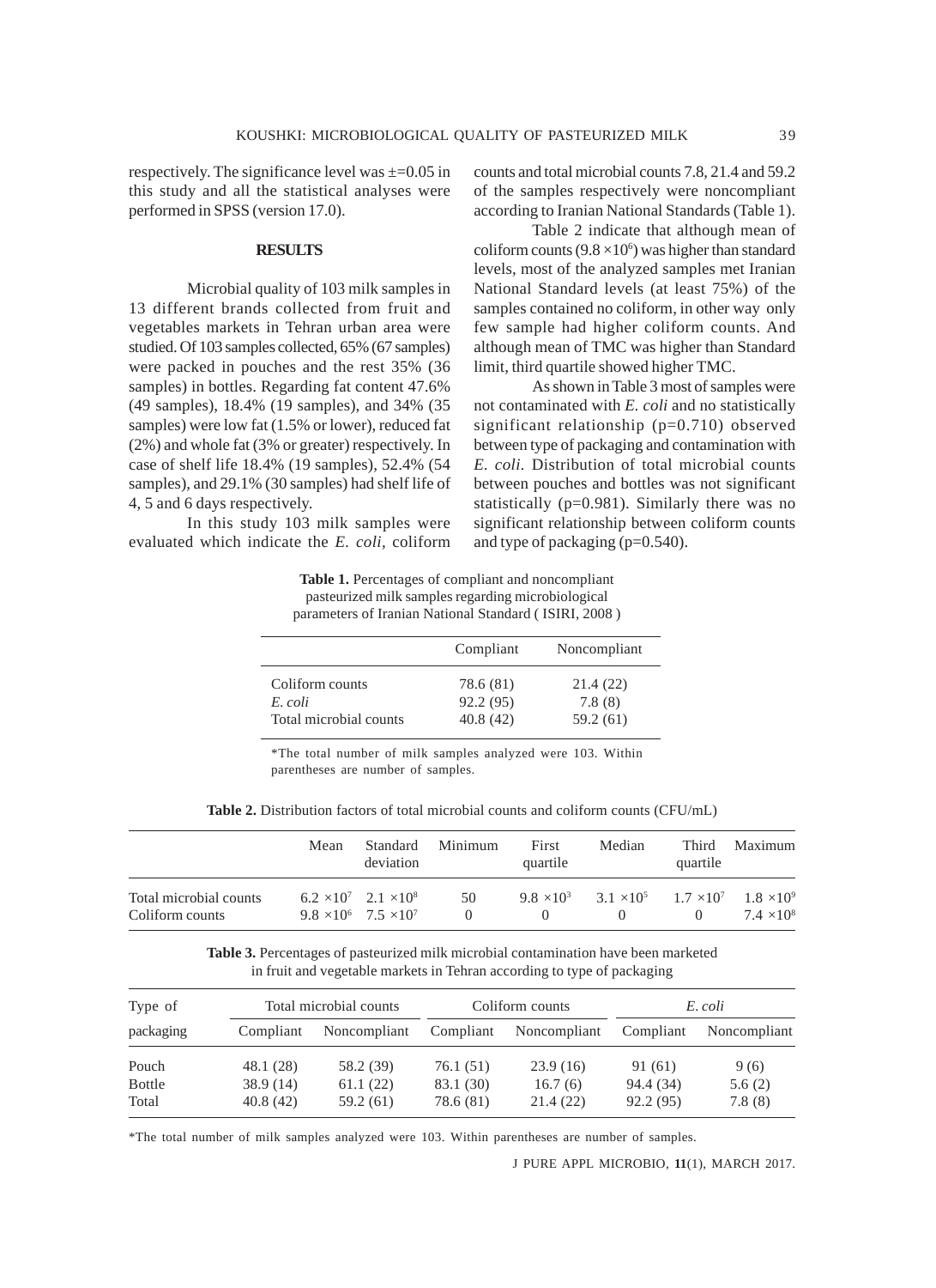respectively. The significance level was ±=0.05 in this study and all the statistical analyses were performed in SPSS (version 17.0).

## RESULTS

Microbial quality of 103 milk samples in 13 different brands collected from fruit and vegetables markets in Tehran urban area were studied. Of 103 samples collected, 65% (67 samples) were packed in pouches and the rest 35% (36 samples) in bottles. Regarding fat content 47.6% (49 samples), 18.4% (19 samples), and 34% (35 samples) were low fat (1.5% or lower), reduced fat (2%) and whole fat (3% or greater) respectively. In case of shelf life 18.4% (19 samples), 52.4% (54 samples), and 29.1% (30 samples) had shelf life of 4, 5 and 6 days respectively.

In this study 103 milk samples were evaluated which indicate the *E. coli*, coliform counts and total microbial counts 7.8, 21.4 and 59.2 of the samples respectively were noncompliant according to Iranian National Standards (Table 1).

Table 2 indicate that although mean of coliform counts ($9.8 \times 10^6$) was higher than standard levels, most of the analyzed samples met Iranian National Standard levels (at least 75%) of the samples contained no coliform, in other way only few sample had higher coliform counts. And although mean of TMC was higher than Standard limit, third quartile showed higher TMC.

As shown in Table 3 most of samples were not contaminated with *E. coli* and no statistically significant relationship (p=0.710) observed between type of packaging and contamination with *E. coli*. Distribution of total microbial counts between pouches and bottles was not significant statistically (p=0.981). Similarly there was no significant relationship between coliform counts and type of packaging (p=0.540).

**Table 1.** Percentages of compliant and noncompliant pasteurized milk samples regarding microbiological parameters of Iranian National Standard ( ISIRI, 2008 )

| | Compliant | Noncompliant |
|---|---|---|
| Coliform counts | 78.6 (81) | 21.4 (22) |
| *E. coli* | 92.2 (95) | 7.8 (8) |
| Total microbial counts | 40.8 (42) | 59.2 (61) |

*The total number of milk samples analyzed were 103. Within parentheses are number of samples.

**Table 2.** Distribution factors of total microbial counts and coliform counts (CFU/mL)

| | Mean | Standard deviation | Minimum | First quartile | Median | Third quartile | Maximum |
|---|---|---|---|---|---|---|---|
| Total microbial counts | $6.2 \times 10^7$ | $2.1 \times 10^8$ | 50 | $9.8 \times 10^3$ | $3.1 \times 10^5$ | $1.7 \times 10^7$ | $1.8 \times 10^9$ |
| Coliform counts | $9.8 \times 10^6$ | $7.5 \times 10^7$ | 0 | 0 | 0 | 0 | $7.4 \times 10^8$ |

**Table 3.** Percentages of pasteurized milk microbial contamination have been marketed in fruit and vegetable markets in Tehran according to type of packaging

| Type of packaging | Total microbial counts | | Coliform counts | | *E. coli* | |
|---|---|---|---|---|---|---|
| | Compliant | Noncompliant | Compliant | Noncompliant | Compliant | Noncompliant |
| Pouch | 48.1 (28) | 58.2 (39) | 76.1 (51) | 23.9 (16) | 91 (61) | 9 (6) |
| Bottle | 38.9 (14) | 61.1 (22) | 83.1 (30) | 16.7 (6) | 94.4 (34) | 5.6 (2) |
| Total | 40.8 (42) | 59.2 (61) | 78.6 (81) | 21.4 (22) | 92.2 (95) | 7.8 (8) |

*The total number of milk samples analyzed were 103. Within parentheses are number of samples.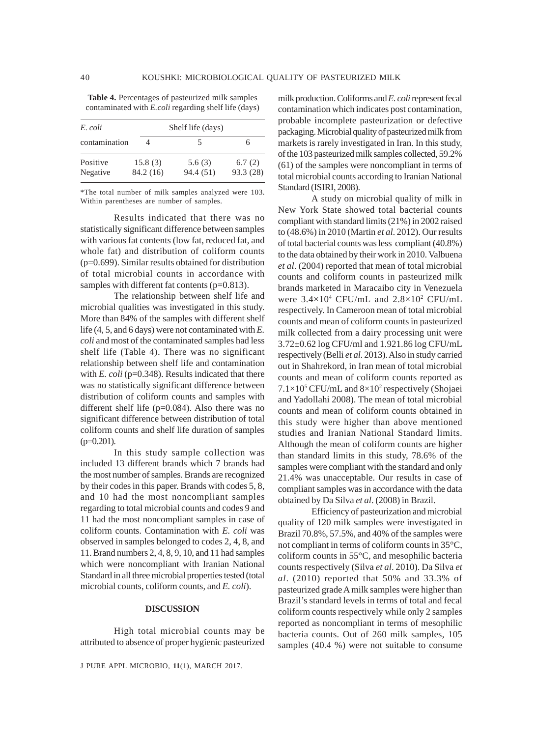**Table 4.** Percentages of pasteurized milk samples contaminated with *E.coli* regarding shelf life (days)

| *E. coli* contamination | Shelf life (days) | | |
|---|---|---|---|
| | 4 | 5 | 6 |
| Positive | 15.8 (3) | 5.6 (3) | 6.7 (2) |
| Negative | 84.2 (16) | 94.4 (51) | 93.3 (28) |

*The total number of milk samples analyzed were 103. Within parentheses are number of samples.

Results indicated that there was no statistically significant difference between samples with various fat contents (low fat, reduced fat, and whole fat) and distribution of coliform counts (p=0.699). Similar results obtained for distribution of total microbial counts in accordance with samples with different fat contents (p=0.813).

The relationship between shelf life and microbial qualities was investigated in this study. More than 84% of the samples with different shelf life (4, 5, and 6 days) were not contaminated with *E. coli* and most of the contaminated samples had less shelf life (Table 4). There was no significant relationship between shelf life and contamination with *E. coli* (p=0.348). Results indicated that there was no statistically significant difference between distribution of coliform counts and samples with different shelf life (p=0.084). Also there was no significant difference between distribution of total coliform counts and shelf life duration of samples (p=0.201).

In this study sample collection was included 13 different brands which 7 brands had the most number of samples. Brands are recognized by their codes in this paper. Brands with codes 5, 8, and 10 had the most noncompliant samples regarding to total microbial counts and codes 9 and 11 had the most noncompliant samples in case of coliform counts. Contamination with *E. coli* was observed in samples belonged to codes 2, 4, 8, and 11. Brand numbers 2, 4, 8, 9, 10, and 11 had samples which were noncompliant with Iranian National Standard in all three microbial properties tested (total microbial counts, coliform counts, and *E. coli*).

## DISCUSSION

High total microbial counts may be attributed to absence of proper hygienic pasteurized milk production. Coliforms and *E. coli* represent fecal contamination which indicates post contamination, probable incomplete pasteurization or defective packaging. Microbial quality of pasteurized milk from markets is rarely investigated in Iran. In this study, of the 103 pasteurized milk samples collected, 59.2% (61) of the samples were noncompliant in terms of total microbial counts according to Iranian National Standard (ISIRI, 2008).

A study on microbial quality of milk in New York State showed total bacterial counts compliant with standard limits (21%) in 2002 raised to (48.6%) in 2010 (Martin *et al*. 2012). Our results of total bacterial counts was less compliant (40.8%) to the data obtained by their work in 2010. Valbuena *et al*. (2004) reported that mean of total microbial counts and coliform counts in pasteurized milk brands marketed in Maracaibo city in Venezuela were $3.4\times10^4$ CFU/mL and $2.8\times10^2$ CFU/mL respectively. In Cameroon mean of total microbial counts and mean of coliform counts in pasteurized milk collected from a dairy processing unit were 3.72±0.62 log CFU/ml and 1.921.86 log CFU/mL respectively (Belli *et al.* 2013). Also in study carried out in Shahrekord, in Iran mean of total microbial counts and mean of coliform counts reported as $7.1\times10^5$ CFU/mL and $8\times10^2$ respectively (Shojaei and Yadollahi 2008). The mean of total microbial counts and mean of coliform counts obtained in this study were higher than above mentioned studies and Iranian National Standard limits. Although the mean of coliform counts are higher than standard limits in this study, 78.6% of the samples were compliant with the standard and only 21.4% was unacceptable. Our results in case of compliant samples was in accordance with the data obtained by Da Silva *et al*. (2008) in Brazil.

Efficiency of pasteurization and microbial quality of 120 milk samples were investigated in Brazil 70.8%, 57.5%, and 40% of the samples were not compliant in terms of coliform counts in 35°C, coliform counts in 55°C, and mesophilic bacteria counts respectively (Silva *et al*. 2010). Da Silva *et al*. (2010) reported that 50% and 33.3% of pasteurized grade A milk samples were higher than Brazil's standard levels in terms of total and fecal coliform counts respectively while only 2 samples reported as noncompliant in terms of mesophilic bacteria counts. Out of 260 milk samples, 105 samples (40.4 %) were not suitable to consume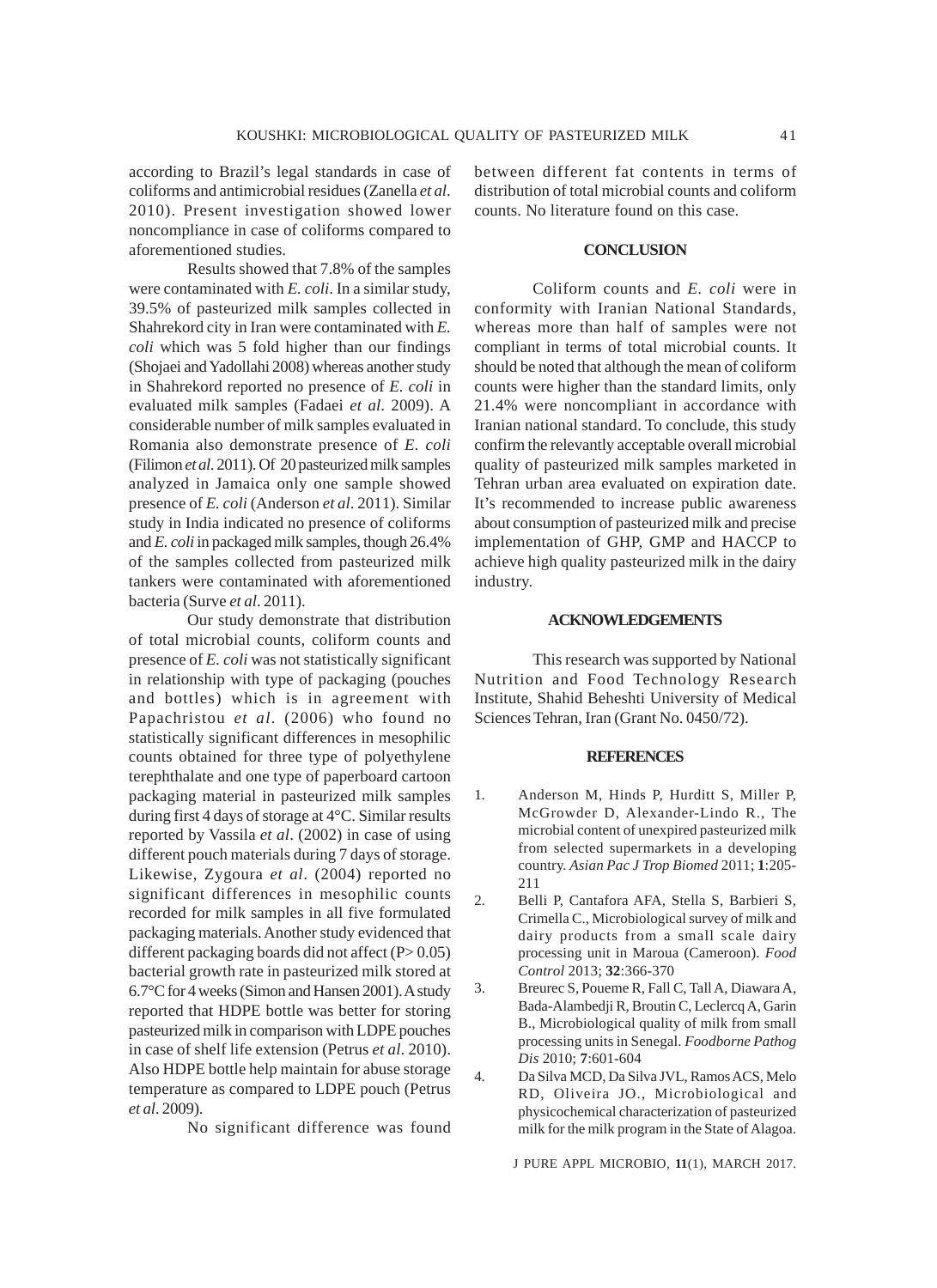according to Brazil's legal standards in case of coliforms and antimicrobial residues (Zanella *et al*. 2010). Present investigation showed lower noncompliance in case of coliforms compared to aforementioned studies.

Results showed that 7.8% of the samples were contaminated with *E. coli*. In a similar study, 39.5% of pasteurized milk samples collected in Shahrekord city in Iran were contaminated with *E. coli* which was 5 fold higher than our findings (Shojaei and Yadollahi 2008) whereas another study in Shahrekord reported no presence of *E. coli* in evaluated milk samples (Fadaei *et al*. 2009). A considerable number of milk samples evaluated in Romania also demonstrate presence of *E. coli* (Filimon *et al*. 2011). Of 20 pasteurized milk samples analyzed in Jamaica only one sample showed presence of *E. coli* (Anderson *et al*. 2011). Similar study in India indicated no presence of coliforms and *E. coli* in packaged milk samples, though 26.4% of the samples collected from pasteurized milk tankers were contaminated with aforementioned bacteria (Surve *et al*. 2011).

Our study demonstrate that distribution of total microbial counts, coliform counts and presence of *E. coli* was not statistically significant in relationship with type of packaging (pouches and bottles) which is in agreement with Papachristou *et al*. (2006) who found no statistically significant differences in mesophilic counts obtained for three type of polyethylene terephthalate and one type of paperboard cartoon packaging material in pasteurized milk samples during first 4 days of storage at 4°C. Similar results reported by Vassila *et al*. (2002) in case of using different pouch materials during 7 days of storage. Likewise, Zygoura *et al*. (2004) reported no significant differences in mesophilic counts recorded for milk samples in all five formulated packaging materials. Another study evidenced that different packaging boards did not affect ($P > 0.05$) bacterial growth rate in pasteurized milk stored at 6.7°C for 4 weeks (Simon and Hansen 2001). A study reported that HDPE bottle was better for storing pasteurized milk in comparison with LDPE pouches in case of shelf life extension (Petrus *et al*. 2010). Also HDPE bottle help maintain for abuse storage temperature as compared to LDPE pouch (Petrus *et al*. 2009).

No significant difference was found between different fat contents in terms of distribution of total microbial counts and coliform counts. No literature found on this case.

## CONCLUSION

Coliform counts and *E. coli* were in conformity with Iranian National Standards, whereas more than half of samples were not compliant in terms of total microbial counts. It should be noted that although the mean of coliform counts were higher than the standard limits, only 21.4% were noncompliant in accordance with Iranian national standard. To conclude, this study confirm the relevantly acceptable overall microbial quality of pasteurized milk samples marketed in Tehran urban area evaluated on expiration date. It's recommended to increase public awareness about consumption of pasteurized milk and precise implementation of GHP, GMP and HACCP to achieve high quality pasteurized milk in the dairy industry.

## ACKNOWLEDGEMENTS

This research was supported by National Nutrition and Food Technology Research Institute, Shahid Beheshti University of Medical Sciences Tehran, Iran (Grant No. 0450/72).

## REFERENCES

1. Anderson M, Hinds P, Hurditt S, Miller P, McGrowder D, Alexander-Lindo R., The microbial content of unexpired pasteurized milk from selected supermarkets in a developing country. *Asian Pac J Trop Biomed* 2011; **1**:205-211
2. Belli P, Cantafora AFA, Stella S, Barbieri S, Crimella C., Microbiological survey of milk and dairy products from a small scale dairy processing unit in Maroua (Cameroon). *Food Control* 2013; **32**:366-370
3. Breurec S, Poueme R, Fall C, Tall A, Diawara A, Bada-Alambedji R, Broutin C, Leclercq A, Garin B., Microbiological quality of milk from small processing units in Senegal. *Foodborne Pathog Dis* 2010; **7**:601-604
4. Da Silva MCD, Da Silva JVL, Ramos ACS, Melo RD, Oliveira JO., Microbiological and physicochemical characterization of pasteurized milk for the milk program in the State of Alagoa.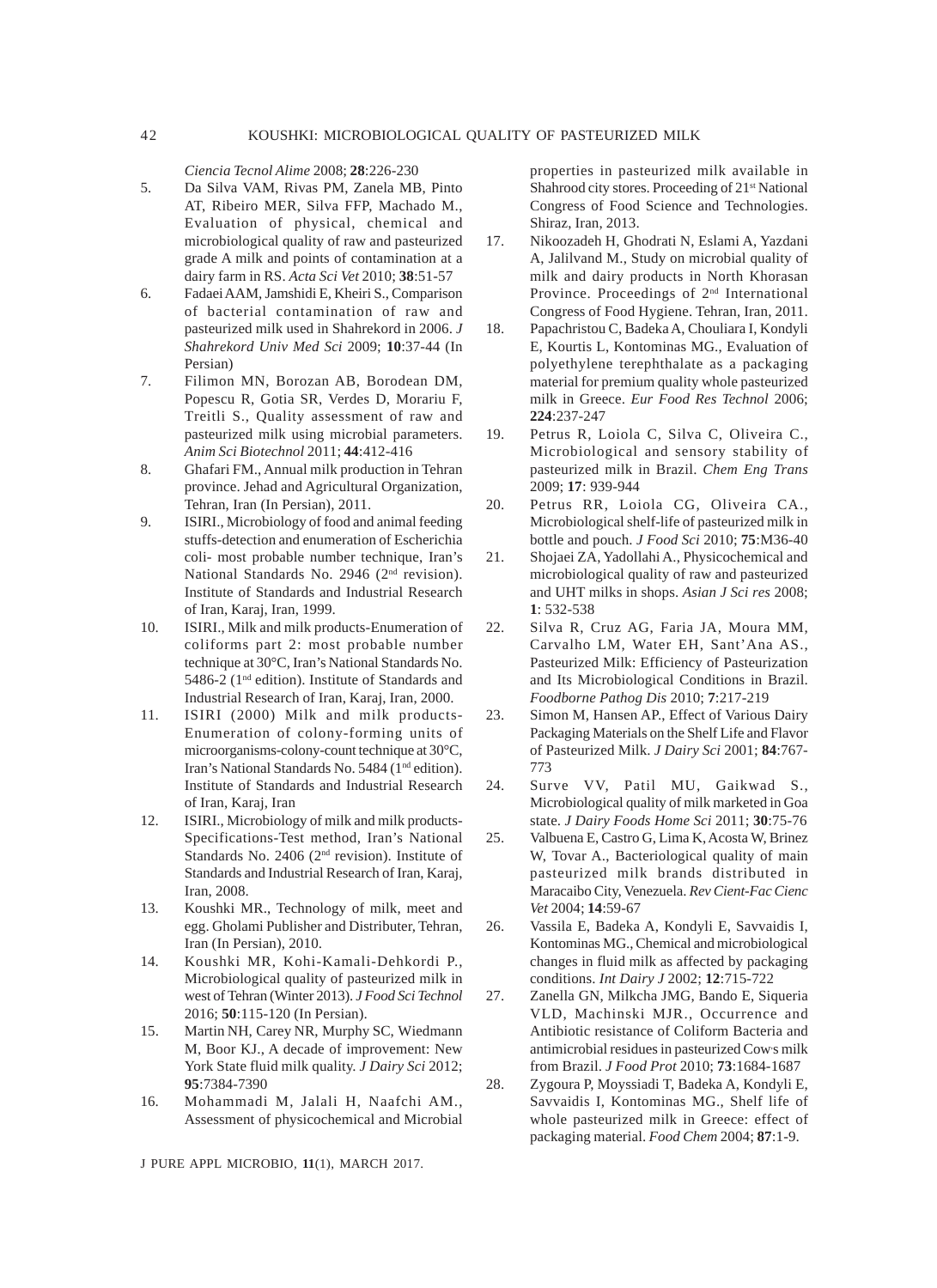*Ciencia Tecnol Alime* 2008; **28**:226-230

5. Da Silva VAM, Rivas PM, Zanela MB, Pinto AT, Ribeiro MER, Silva FFP, Machado M., Evaluation of physical, chemical and microbiological quality of raw and pasteurized grade A milk and points of contamination at a dairy farm in RS. *Acta Sci Vet* 2010; **38**:51-57
6. Fadaei AAM, Jamshidi E, Kheiri S., Comparison of bacterial contamination of raw and pasteurized milk used in Shahrekord in 2006. *J Shahrekord Univ Med Sci* 2009; **10**:37-44 (In Persian)
7. Filimon MN, Borozan AB, Borodean DM, Popescu R, Gotia SR, Verdes D, Morariu F, Treitli S., Quality assessment of raw and pasteurized milk using microbial parameters. *Anim Sci Biotechnol* 2011; **44**:412-416
8. Ghafari FM., Annual milk production in Tehran province. Jehad and Agricultural Organization, Tehran, Iran (In Persian), 2011.
9. ISIRI., Microbiology of food and animal feeding stuffs-detection and enumeration of Escherichia coli- most probable number technique, Iran's National Standards No. 2946 (2nd revision). Institute of Standards and Industrial Research of Iran, Karaj, Iran, 1999.
10. ISIRI., Milk and milk products-Enumeration of coliforms part 2: most probable number technique at 30°C, Iran's National Standards No. 5486-2 (1nd edition). Institute of Standards and Industrial Research of Iran, Karaj, Iran, 2000.
11. ISIRI (2000) Milk and milk products-Enumeration of colony-forming units of microorganisms-colony-count technique at 30°C, Iran's National Standards No. 5484 (1nd edition). Institute of Standards and Industrial Research of Iran, Karaj, Iran
12. ISIRI., Microbiology of milk and milk products-Specifications-Test method, Iran's National Standards No. 2406 (2nd revision). Institute of Standards and Industrial Research of Iran, Karaj, Iran, 2008.
13. Koushki MR., Technology of milk, meet and egg. Gholami Publisher and Distributer, Tehran, Iran (In Persian), 2010.
14. Koushki MR, Kohi-Kamali-Dehkordi P., Microbiological quality of pasteurized milk in west of Tehran (Winter 2013). *J Food Sci Technol* 2016; **50**:115-120 (In Persian).
15. Martin NH, Carey NR, Murphy SC, Wiedmann M, Boor KJ., A decade of improvement: New York State fluid milk quality. *J Dairy Sci* 2012; **95**:7384-7390
16. Mohammadi M, Jalali H, Naafchi AM., Assessment of physicochemical and Microbial properties in pasteurized milk available in Shahrood city stores. Proceeding of 21st National Congress of Food Science and Technologies. Shiraz, Iran, 2013.
17. Nikoozadeh H, Ghodrati N, Eslami A, Yazdani A, Jalilvand M., Study on microbial quality of milk and dairy products in North Khorasan Province. Proceedings of 2nd International Congress of Food Hygiene. Tehran, Iran, 2011.
18. Papachristou C, Badeka A, Chouliara I, Kondyli E, Kourtis L, Kontominas MG., Evaluation of polyethylene terephthalate as a packaging material for premium quality whole pasteurized milk in Greece. *Eur Food Res Technol* 2006; **224**:237-247
19. Petrus R, Loiola C, Silva C, Oliveira C., Microbiological and sensory stability of pasteurized milk in Brazil. *Chem Eng Trans* 2009; **17**: 939-944
20. Petrus RR, Loiola CG, Oliveira CA., Microbiological shelf-life of pasteurized milk in bottle and pouch. *J Food Sci* 2010; **75**:M36-40
21. Shojaei ZA, Yadollahi A., Physicochemical and microbiological quality of raw and pasteurized and UHT milks in shops. *Asian J Sci res* 2008; **1**: 532-538
22. Silva R, Cruz AG, Faria JA, Moura MM, Carvalho LM, Water EH, Sant'Ana AS., Pasteurized Milk: Efficiency of Pasteurization and Its Microbiological Conditions in Brazil. *Foodborne Pathog Dis* 2010; **7**:217-219
23. Simon M, Hansen AP., Effect of Various Dairy Packaging Materials on the Shelf Life and Flavor of Pasteurized Milk. *J Dairy Sci* 2001; **84**:767-773
24. Surve VV, Patil MU, Gaikwad S., Microbiological quality of milk marketed in Goa state. *J Dairy Foods Home Sci* 2011; **30**:75-76
25. Valbuena E, Castro G, Lima K, Acosta W, Brinez W, Tovar A., Bacteriological quality of main pasteurized milk brands distributed in Maracaibo City, Venezuela. *Rev Cient-Fac Cienc Vet* 2004; **14**:59-67
26. Vassila E, Badeka A, Kondyli E, Savvaidis I, Kontominas MG., Chemical and microbiological changes in fluid milk as affected by packaging conditions. *Int Dairy J* 2002; **12**:715-722
27. Zanella GN, Milkcha JMG, Bando E, Siqueria VLD, Machinski MJR., Occurrence and Antibiotic resistance of Coliform Bacteria and antimicrobial residues in pasteurized Cow's milk from Brazil. *J Food Prot* 2010; **73**:1684-1687
28. Zygoura P, Moyssiadi T, Badeka A, Kondyli E, Savvaidis I, Kontominas MG., Shelf life of whole pasteurized milk in Greece: effect of packaging material. *Food Chem* 2004; **87**:1-9.